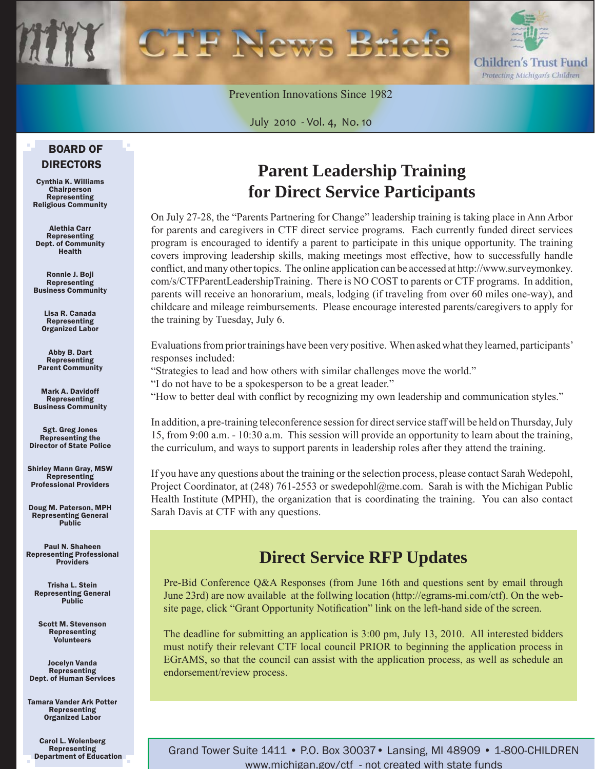# CTF News Briefs

Children's Trust Fund
*Protecting Michigan's Children*

Prevention Innovations Since 1982

July 2010 - Vol. 4, No. 10

## BOARD OF DIRECTORS

**Cynthia K. Williams**
Chairperson
Representing
Religious Community

**Alethia Carr**
Representing
Dept. of Community Health

**Ronnie J. Boji**
Representing
Business Community

**Lisa R. Canada**
Representing
Organized Labor

**Abby B. Dart**
Representing
Parent Community

**Mark A. Davidoff**
Representing
Business Community

**Sgt. Greg Jones**
Representing the
Director of State Police

**Shirley Mann Gray, MSW**
Representing
Professional Providers

**Doug M. Paterson, MPH**
Representing General Public

**Paul N. Shaheen**
Representing Professional Providers

**Trisha L. Stein**
Representing General Public

**Scott M. Stevenson**
Representing
Volunteers

**Jocelyn Vanda**
Representing
Dept. of Human Services

**Tamara Vander Ark Potter**
Representing
Organized Labor

**Carol L. Wolenberg**
Representing
Department of Education

## Parent Leadership Training for Direct Service Participants

On July 27-28, the "Parents Partnering for Change" leadership training is taking place in Ann Arbor for parents and caregivers in CTF direct service programs. Each currently funded direct services program is encouraged to identify a parent to participate in this unique opportunity. The training covers improving leadership skills, making meetings most effective, how to successfully handle conflict, and many other topics. The online application can be accessed at http://www.surveymonkey.com/s/CTFParentLeadershipTraining. There is NO COST to parents or CTF programs. In addition, parents will receive an honorarium, meals, lodging (if traveling from over 60 miles one-way), and childcare and mileage reimbursements. Please encourage interested parents/caregivers to apply for the training by Tuesday, July 6.

Evaluations from prior trainings have been very positive. When asked what they learned, participants' responses included:
"Strategies to lead and how others with similar challenges move the world."
"I do not have to be a spokesperson to be a great leader."
"How to better deal with conflict by recognizing my own leadership and communication styles."

In addition, a pre-training teleconference session for direct service staff will be held on Thursday, July 15, from 9:00 a.m. - 10:30 a.m. This session will provide an opportunity to learn about the training, the curriculum, and ways to support parents in leadership roles after they attend the training.

If you have any questions about the training or the selection process, please contact Sarah Wedepohl, Project Coordinator, at (248) 761-2553 or swedepohl@me.com. Sarah is with the Michigan Public Health Institute (MPHI), the organization that is coordinating the training. You can also contact Sarah Davis at CTF with any questions.

## Direct Service RFP Updates

Pre-Bid Conference Q&A Responses (from June 16th and questions sent by email through June 23rd) are now available at the follwing location (http://egrams-mi.com/ctf). On the website page, click "Grant Opportunity Notification" link on the left-hand side of the screen.

The deadline for submitting an application is 3:00 pm, July 13, 2010. All interested bidders must notify their relevant CTF local council PRIOR to beginning the application process in EGrAMS, so that the council can assist with the application process, as well as schedule an endorsement/review process.

Grand Tower Suite 1411 • P.O. Box 30037 • Lansing, MI 48909 • 1-800-CHILDREN
www.michigan.gov/ctf - not created with state funds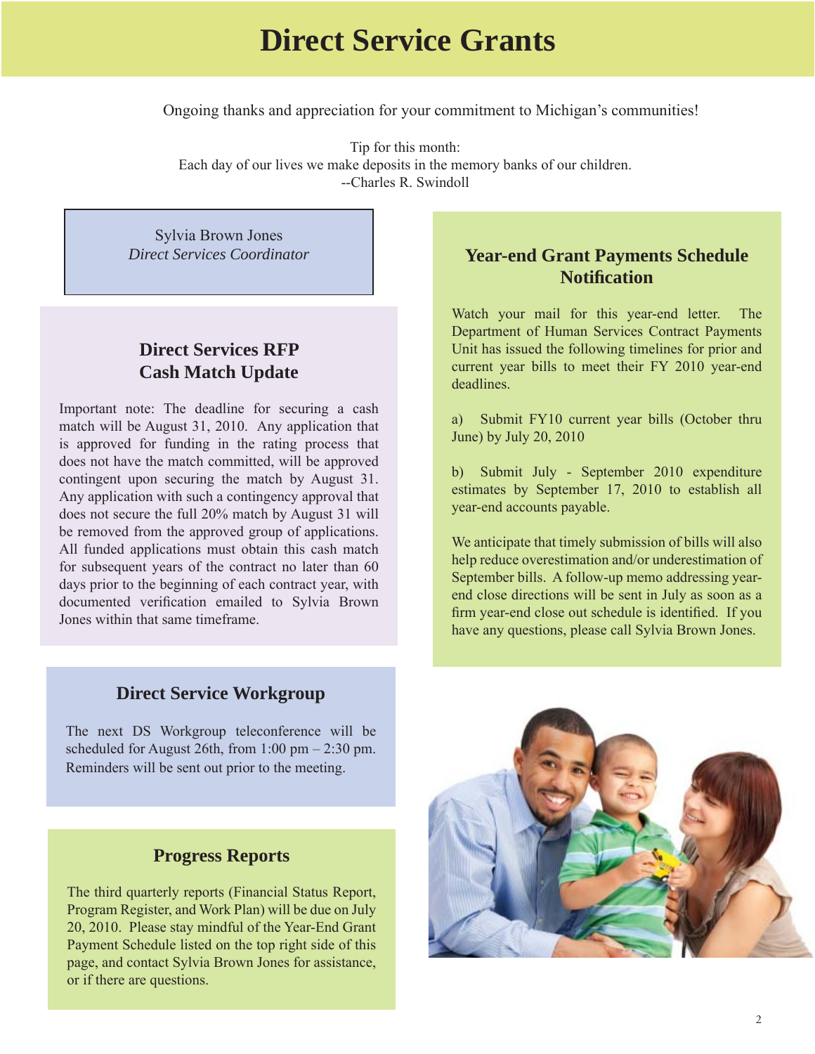# Direct Service Grants

Ongoing thanks and appreciation for your commitment to Michigan's communities!

Tip for this month:
Each day of our lives we make deposits in the memory banks of our children.
--Charles R. Swindoll

Sylvia Brown Jones
*Direct Services Coordinator*

## Direct Services RFP Cash Match Update

Important note: The deadline for securing a cash match will be August 31, 2010. Any application that is approved for funding in the rating process that does not have the match committed, will be approved contingent upon securing the match by August 31. Any application with such a contingency approval that does not secure the full 20% match by August 31 will be removed from the approved group of applications. All funded applications must obtain this cash match for subsequent years of the contract no later than 60 days prior to the beginning of each contract year, with documented verification emailed to Sylvia Brown Jones within that same timeframe.

## Direct Service Workgroup

The next DS Workgroup teleconference will be scheduled for August 26th, from 1:00 pm – 2:30 pm. Reminders will be sent out prior to the meeting.

## Progress Reports

The third quarterly reports (Financial Status Report, Program Register, and Work Plan) will be due on July 20, 2010. Please stay mindful of the Year-End Grant Payment Schedule listed on the top right side of this page, and contact Sylvia Brown Jones for assistance, or if there are questions.

## Year-end Grant Payments Schedule Notification

Watch your mail for this year-end letter. The Department of Human Services Contract Payments Unit has issued the following timelines for prior and current year bills to meet their FY 2010 year-end deadlines.

a) Submit FY10 current year bills (October thru June) by July 20, 2010

b) Submit July - September 2010 expenditure estimates by September 17, 2010 to establish all year-end accounts payable.

We anticipate that timely submission of bills will also help reduce overestimation and/or underestimation of September bills. A follow-up memo addressing year-end close directions will be sent in July as soon as a firm year-end close out schedule is identified. If you have any questions, please call Sylvia Brown Jones.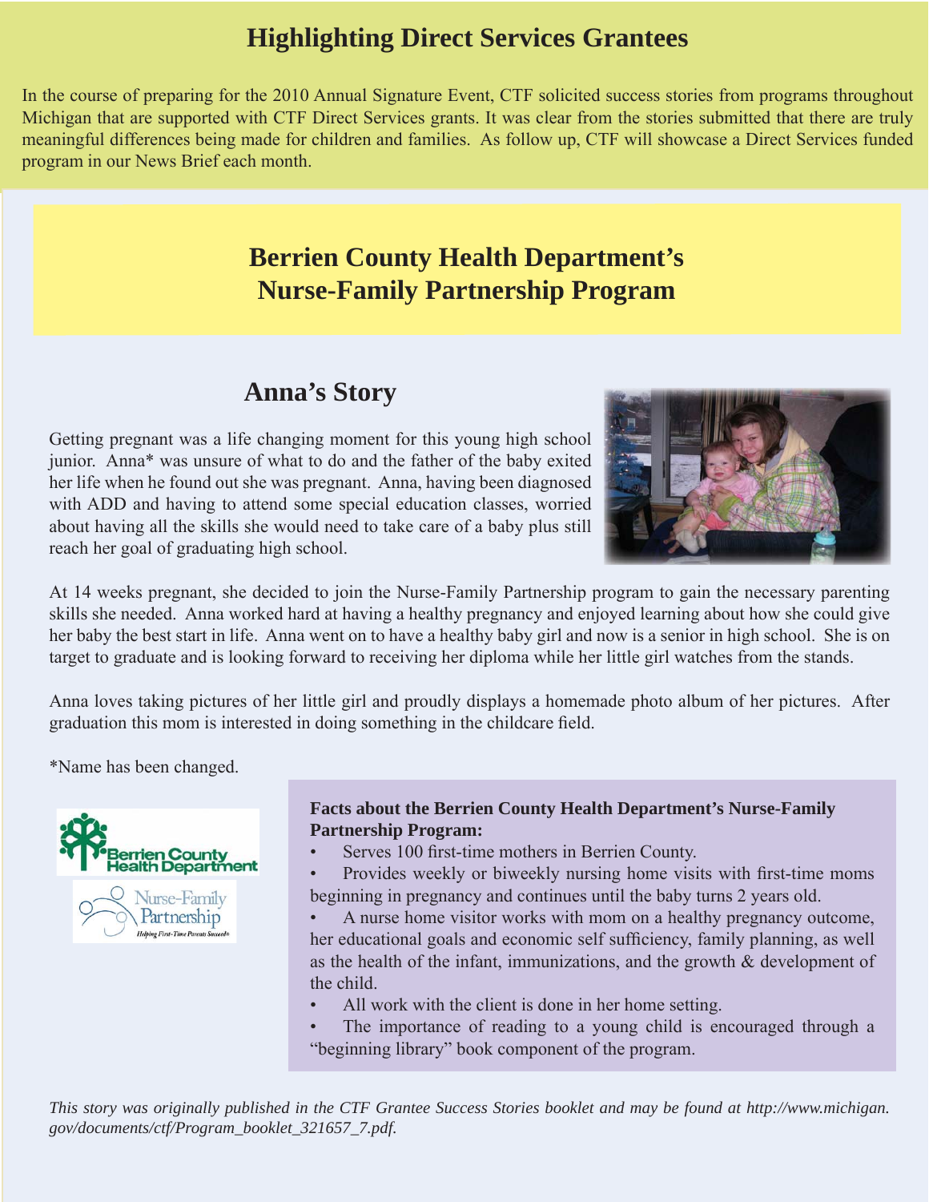# Highlighting Direct Services Grantees

In the course of preparing for the 2010 Annual Signature Event, CTF solicited success stories from programs throughout Michigan that are supported with CTF Direct Services grants. It was clear from the stories submitted that there are truly meaningful differences being made for children and families. As follow up, CTF will showcase a Direct Services funded program in our News Brief each month.

## Berrien County Health Department's Nurse-Family Partnership Program

### Anna's Story

Getting pregnant was a life changing moment for this young high school junior. Anna* was unsure of what to do and the father of the baby exited her life when he found out she was pregnant. Anna, having been diagnosed with ADD and having to attend some special education classes, worried about having all the skills she would need to take care of a baby plus still reach her goal of graduating high school.

At 14 weeks pregnant, she decided to join the Nurse-Family Partnership program to gain the necessary parenting skills she needed. Anna worked hard at having a healthy pregnancy and enjoyed learning about how she could give her baby the best start in life. Anna went on to have a healthy baby girl and now is a senior in high school. She is on target to graduate and is looking forward to receiving her diploma while her little girl watches from the stands.

Anna loves taking pictures of her little girl and proudly displays a homemade photo album of her pictures. After graduation this mom is interested in doing something in the childcare field.

*Name has been changed.

**Facts about the Berrien County Health Department's Nurse-Family Partnership Program:**

- Serves 100 first-time mothers in Berrien County.
- Provides weekly or biweekly nursing home visits with first-time moms beginning in pregnancy and continues until the baby turns 2 years old.
- A nurse home visitor works with mom on a healthy pregnancy outcome, her educational goals and economic self sufficiency, family planning, as well as the health of the infant, immunizations, and the growth & development of the child.
- All work with the client is done in her home setting.
- The importance of reading to a young child is encouraged through a "beginning library" book component of the program.

*This story was originally published in the CTF Grantee Success Stories booklet and may be found at http://www.michigan.gov/documents/ctf/Program_booklet_321657_7.pdf.*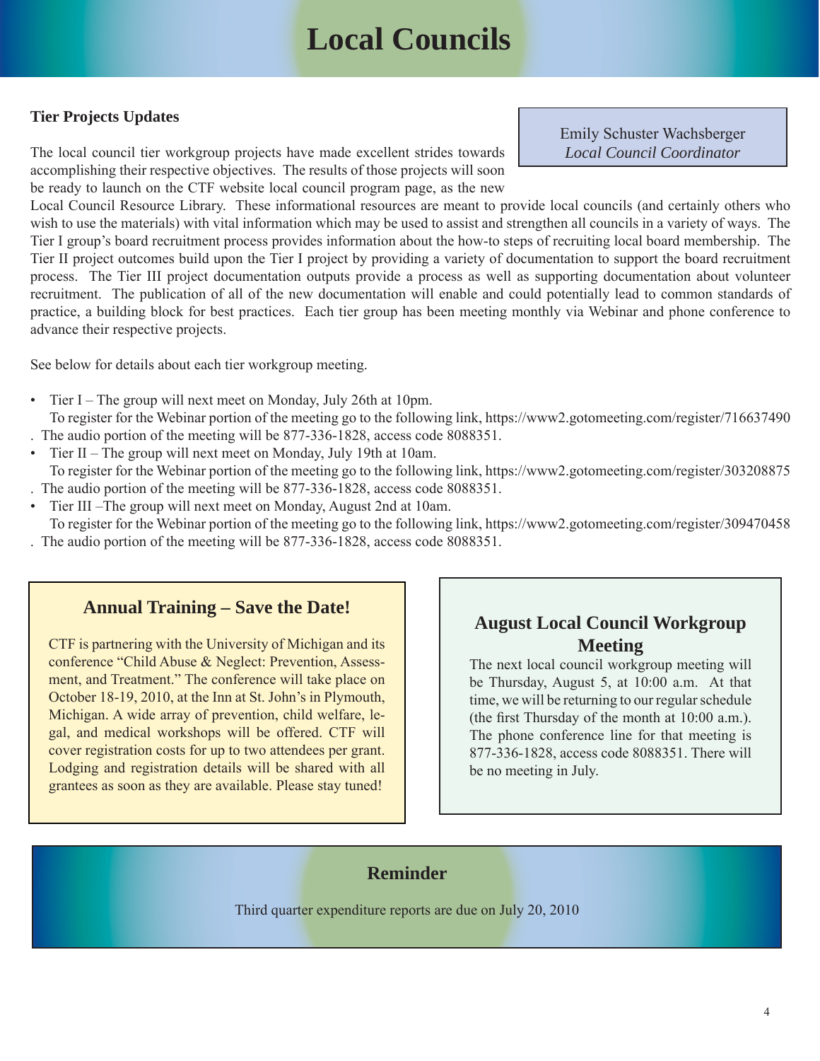# Local Councils

### Tier Projects Updates

Emily Schuster Wachsberger
*Local Council Coordinator*

The local council tier workgroup projects have made excellent strides towards accomplishing their respective objectives. The results of those projects will soon be ready to launch on the CTF website local council program page, as the new Local Council Resource Library. These informational resources are meant to provide local councils (and certainly others who wish to use the materials) with vital information which may be used to assist and strengthen all councils in a variety of ways. The Tier I group's board recruitment process provides information about the how-to steps of recruiting local board membership. The Tier II project outcomes build upon the Tier I project by providing a variety of documentation to support the board recruitment process. The Tier III project documentation outputs provide a process as well as supporting documentation about volunteer recruitment. The publication of all of the new documentation will enable and could potentially lead to common standards of practice, a building block for best practices. Each tier group has been meeting monthly via Webinar and phone conference to advance their respective projects.

See below for details about each tier workgroup meeting.

- Tier I – The group will next meet on Monday, July 26th at 10pm.
  To register for the Webinar portion of the meeting go to the following link, https://www2.gotomeeting.com/register/716637490. The audio portion of the meeting will be 877-336-1828, access code 8088351.
- Tier II – The group will next meet on Monday, July 19th at 10am.
  To register for the Webinar portion of the meeting go to the following link, https://www2.gotomeeting.com/register/303208875. The audio portion of the meeting will be 877-336-1828, access code 8088351.
- Tier III –The group will next meet on Monday, August 2nd at 10am.
  To register for the Webinar portion of the meeting go to the following link, https://www2.gotomeeting.com/register/309470458. The audio portion of the meeting will be 877-336-1828, access code 8088351.

### Annual Training – Save the Date!

CTF is partnering with the University of Michigan and its conference "Child Abuse & Neglect: Prevention, Assessment, and Treatment." The conference will take place on October 18-19, 2010, at the Inn at St. John's in Plymouth, Michigan. A wide array of prevention, child welfare, legal, and medical workshops will be offered. CTF will cover registration costs for up to two attendees per grant. Lodging and registration details will be shared with all grantees as soon as they are available. Please stay tuned!

### August Local Council Workgroup Meeting

The next local council workgroup meeting will be Thursday, August 5, at 10:00 a.m. At that time, we will be returning to our regular schedule (the first Thursday of the month at 10:00 a.m.). The phone conference line for that meeting is 877-336-1828, access code 8088351. There will be no meeting in July.

### Reminder

Third quarter expenditure reports are due on July 20, 2010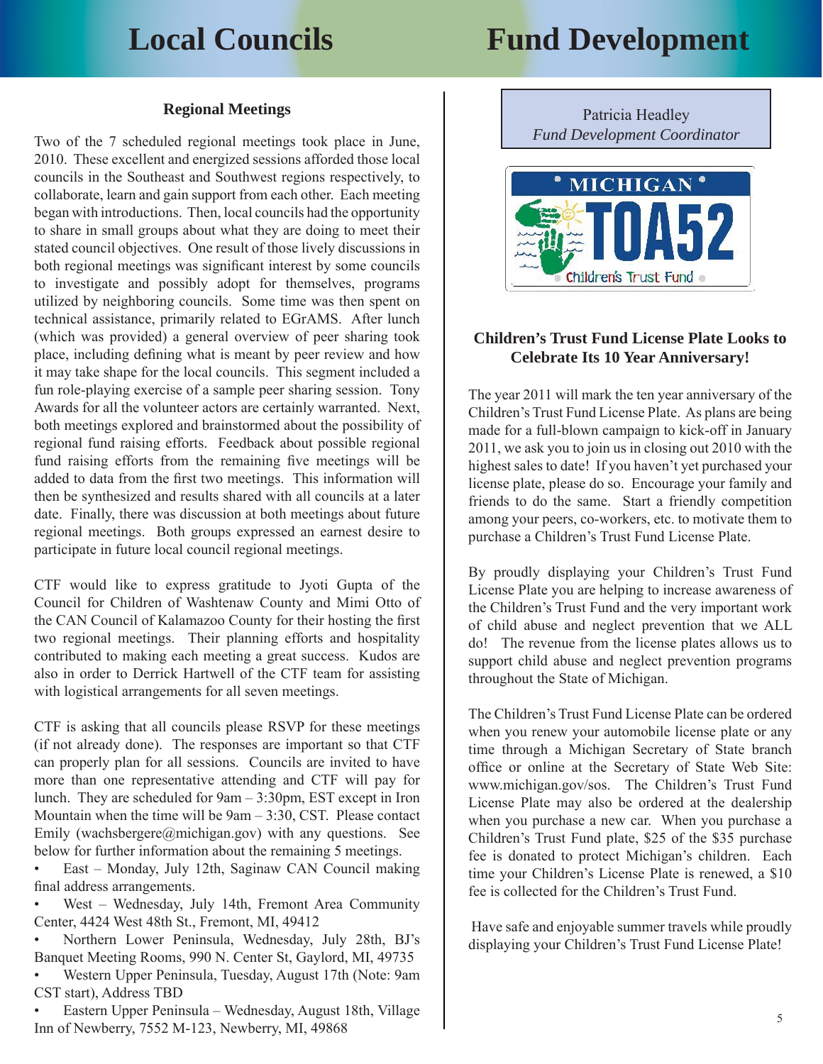# Local Councils

## Regional Meetings

Two of the 7 scheduled regional meetings took place in June, 2010. These excellent and energized sessions afforded those local councils in the Southeast and Southwest regions respectively, to collaborate, learn and gain support from each other. Each meeting began with introductions. Then, local councils had the opportunity to share in small groups about what they are doing to meet their stated council objectives. One result of those lively discussions in both regional meetings was significant interest by some councils to investigate and possibly adopt for themselves, programs utilized by neighboring councils. Some time was then spent on technical assistance, primarily related to EGrAMS. After lunch (which was provided) a general overview of peer sharing took place, including defining what is meant by peer review and how it may take shape for the local councils. This segment included a fun role-playing exercise of a sample peer sharing session. Tony Awards for all the volunteer actors are certainly warranted. Next, both meetings explored and brainstormed about the possibility of regional fund raising efforts. Feedback about possible regional fund raising efforts from the remaining five meetings will be added to data from the first two meetings. This information will then be synthesized and results shared with all councils at a later date. Finally, there was discussion at both meetings about future regional meetings. Both groups expressed an earnest desire to participate in future local council regional meetings.

CTF would like to express gratitude to Jyoti Gupta of the Council for Children of Washtenaw County and Mimi Otto of the CAN Council of Kalamazoo County for their hosting the first two regional meetings. Their planning efforts and hospitality contributed to making each meeting a great success. Kudos are also in order to Derrick Hartwell of the CTF team for assisting with logistical arrangements for all seven meetings.

CTF is asking that all councils please RSVP for these meetings (if not already done). The responses are important so that CTF can properly plan for all sessions. Councils are invited to have more than one representative attending and CTF will pay for lunch. They are scheduled for 9am – 3:30pm, EST except in Iron Mountain when the time will be 9am – 3:30, CST. Please contact Emily (wachsbergere@michigan.gov) with any questions. See below for further information about the remaining 5 meetings.

- East – Monday, July 12th, Saginaw CAN Council making final address arrangements.
- West – Wednesday, July 14th, Fremont Area Community Center, 4424 West 48th St., Fremont, MI, 49412
- Northern Lower Peninsula, Wednesday, July 28th, BJ's Banquet Meeting Rooms, 990 N. Center St, Gaylord, MI, 49735
- Western Upper Peninsula, Tuesday, August 17th (Note: 9am CST start), Address TBD
- Eastern Upper Peninsula – Wednesday, August 18th, Village Inn of Newberry, 7552 M-123, Newberry, MI, 49868

# Fund Development

Patricia Headley
*Fund Development Coordinator*

## Children's Trust Fund License Plate Looks to Celebrate Its 10 Year Anniversary!

The year 2011 will mark the ten year anniversary of the Children's Trust Fund License Plate. As plans are being made for a full-blown campaign to kick-off in January 2011, we ask you to join us in closing out 2010 with the highest sales to date! If you haven't yet purchased your license plate, please do so. Encourage your family and friends to do the same. Start a friendly competition among your peers, co-workers, etc. to motivate them to purchase a Children's Trust Fund License Plate.

By proudly displaying your Children's Trust Fund License Plate you are helping to increase awareness of the Children's Trust Fund and the very important work of child abuse and neglect prevention that we ALL do! The revenue from the license plates allows us to support child abuse and neglect prevention programs throughout the State of Michigan.

The Children's Trust Fund License Plate can be ordered when you renew your automobile license plate or any time through a Michigan Secretary of State branch office or online at the Secretary of State Web Site: www.michigan.gov/sos. The Children's Trust Fund License Plate may also be ordered at the dealership when you purchase a new car. When you purchase a Children's Trust Fund plate, $25 of the $35 purchase fee is donated to protect Michigan's children. Each time your Children's License Plate is renewed, a $10 fee is collected for the Children's Trust Fund.

Have safe and enjoyable summer travels while proudly displaying your Children's Trust Fund License Plate!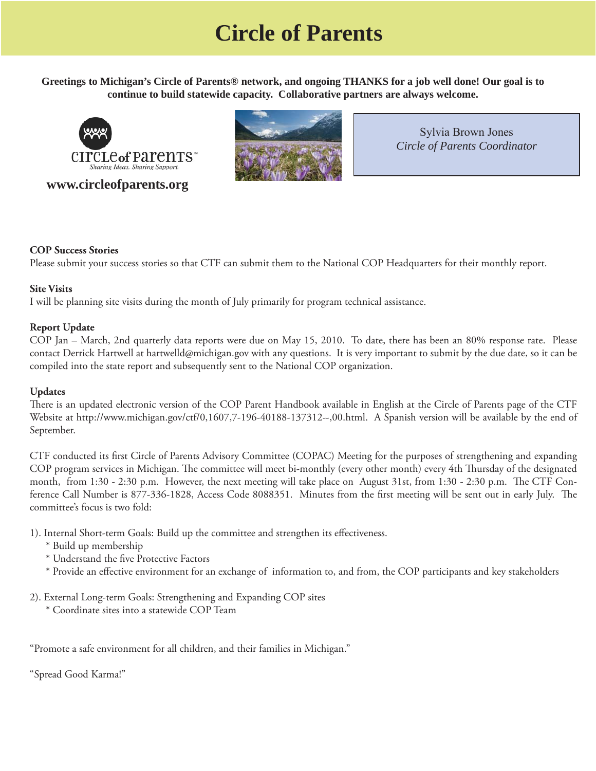# Circle of Parents

**Greetings to Michigan's Circle of Parents® network, and ongoing THANKS for a job well done! Our goal is to continue to build statewide capacity. Collaborative partners are always welcome.**

circle of parents™
*Sharing Ideas. Sharing Support.*

**www.circleofparents.org**

Sylvia Brown Jones
*Circle of Parents Coordinator*

**COP Success Stories**
Please submit your success stories so that CTF can submit them to the National COP Headquarters for their monthly report.

**Site Visits**
I will be planning site visits during the month of July primarily for program technical assistance.

**Report Update**
COP Jan – March, 2nd quarterly data reports were due on May 15, 2010. To date, there has been an 80% response rate. Please contact Derrick Hartwell at hartwelld@michigan.gov with any questions. It is very important to submit by the due date, so it can be compiled into the state report and subsequently sent to the National COP organization.

**Updates**
There is an updated electronic version of the COP Parent Handbook available in English at the Circle of Parents page of the CTF Website at http://www.michigan.gov/ctf/0,1607,7-196-40188-137312--,00.html. A Spanish version will be available by the end of September.

CTF conducted its first Circle of Parents Advisory Committee (COPAC) Meeting for the purposes of strengthening and expanding COP program services in Michigan. The committee will meet bi-monthly (every other month) every 4th Thursday of the designated month, from 1:30 - 2:30 p.m. However, the next meeting will take place on August 31st, from 1:30 - 2:30 p.m. The CTF Conference Call Number is 877-336-1828, Access Code 8088351. Minutes from the first meeting will be sent out in early July. The committee's focus is two fold:

1). Internal Short-term Goals: Build up the committee and strengthen its effectiveness.
- * Build up membership
- * Understand the five Protective Factors
- * Provide an effective environment for an exchange of information to, and from, the COP participants and key stakeholders

2). External Long-term Goals: Strengthening and Expanding COP sites
- * Coordinate sites into a statewide COP Team

"Promote a safe environment for all children, and their families in Michigan."

"Spread Good Karma!"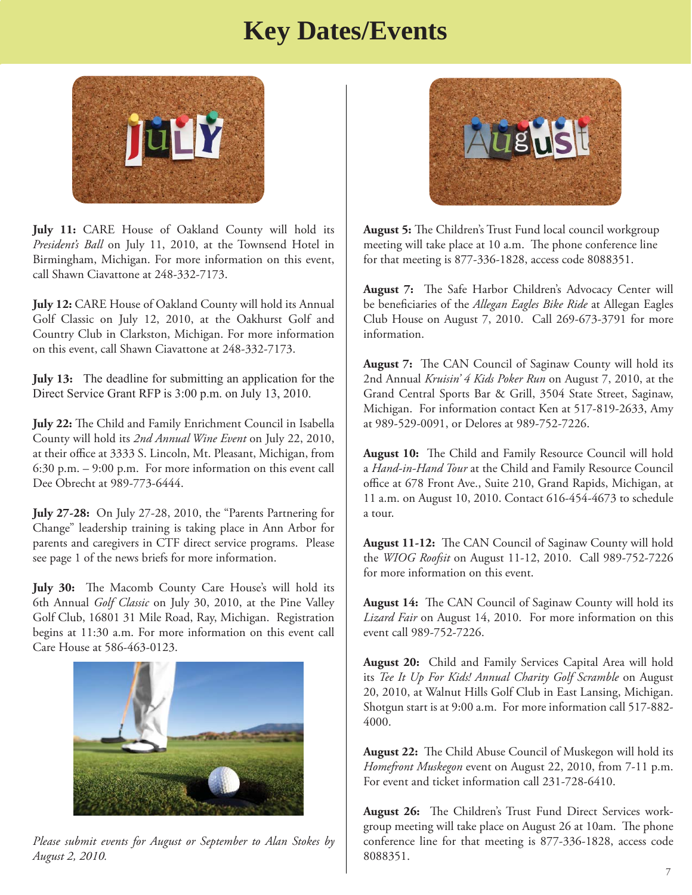# Key Dates/Events

**July 11:** CARE House of Oakland County will hold its *President's Ball* on July 11, 2010, at the Townsend Hotel in Birmingham, Michigan. For more information on this event, call Shawn Ciavattone at 248-332-7173.

**July 12:** CARE House of Oakland County will hold its Annual Golf Classic on July 12, 2010, at the Oakhurst Golf and Country Club in Clarkston, Michigan. For more information on this event, call Shawn Ciavattone at 248-332-7173.

**July 13:** The deadline for submitting an application for the Direct Service Grant RFP is 3:00 p.m. on July 13, 2010.

**July 22:** The Child and Family Enrichment Council in Isabella County will hold its *2nd Annual Wine Event* on July 22, 2010, at their office at 3333 S. Lincoln, Mt. Pleasant, Michigan, from 6:30 p.m. – 9:00 p.m. For more information on this event call Dee Obrecht at 989-773-6444.

**July 27-28:** On July 27-28, 2010, the "Parents Partnering for Change" leadership training is taking place in Ann Arbor for parents and caregivers in CTF direct service programs. Please see page 1 of the news briefs for more information.

**July 30:** The Macomb County Care House's will hold its 6th Annual *Golf Classic* on July 30, 2010, at the Pine Valley Golf Club, 16801 31 Mile Road, Ray, Michigan. Registration begins at 11:30 a.m. For more information on this event call Care House at 586-463-0123.

*Please submit events for August or September to Alan Stokes by August 2, 2010.*

**August 5:** The Children's Trust Fund local council workgroup meeting will take place at 10 a.m. The phone conference line for that meeting is 877-336-1828, access code 8088351.

**August 7:** The Safe Harbor Children's Advocacy Center will be beneficiaries of the *Allegan Eagles Bike Ride* at Allegan Eagles Club House on August 7, 2010. Call 269-673-3791 for more information.

**August 7:** The CAN Council of Saginaw County will hold its 2nd Annual *Kruisin' 4 Kids Poker Run* on August 7, 2010, at the Grand Central Sports Bar & Grill, 3504 State Street, Saginaw, Michigan. For information contact Ken at 517-819-2633, Amy at 989-529-0091, or Delores at 989-752-7226.

**August 10:** The Child and Family Resource Council will hold a *Hand-in-Hand Tour* at the Child and Family Resource Council office at 678 Front Ave., Suite 210, Grand Rapids, Michigan, at 11 a.m. on August 10, 2010. Contact 616-454-4673 to schedule a tour.

**August 11-12:** The CAN Council of Saginaw County will hold the *WIOG Roofsit* on August 11-12, 2010. Call 989-752-7226 for more information on this event.

**August 14:** The CAN Council of Saginaw County will hold its *Lizard Fair* on August 14, 2010. For more information on this event call 989-752-7226.

**August 20:** Child and Family Services Capital Area will hold its *Tee It Up For Kids! Annual Charity Golf Scramble* on August 20, 2010, at Walnut Hills Golf Club in East Lansing, Michigan. Shotgun start is at 9:00 a.m. For more information call 517-882-4000.

**August 22:** The Child Abuse Council of Muskegon will hold its *Homefront Muskegon* event on August 22, 2010, from 7-11 p.m. For event and ticket information call 231-728-6410.

**August 26:** The Children's Trust Fund Direct Services work-group meeting will take place on August 26 at 10am. The phone conference line for that meeting is 877-336-1828, access code 8088351.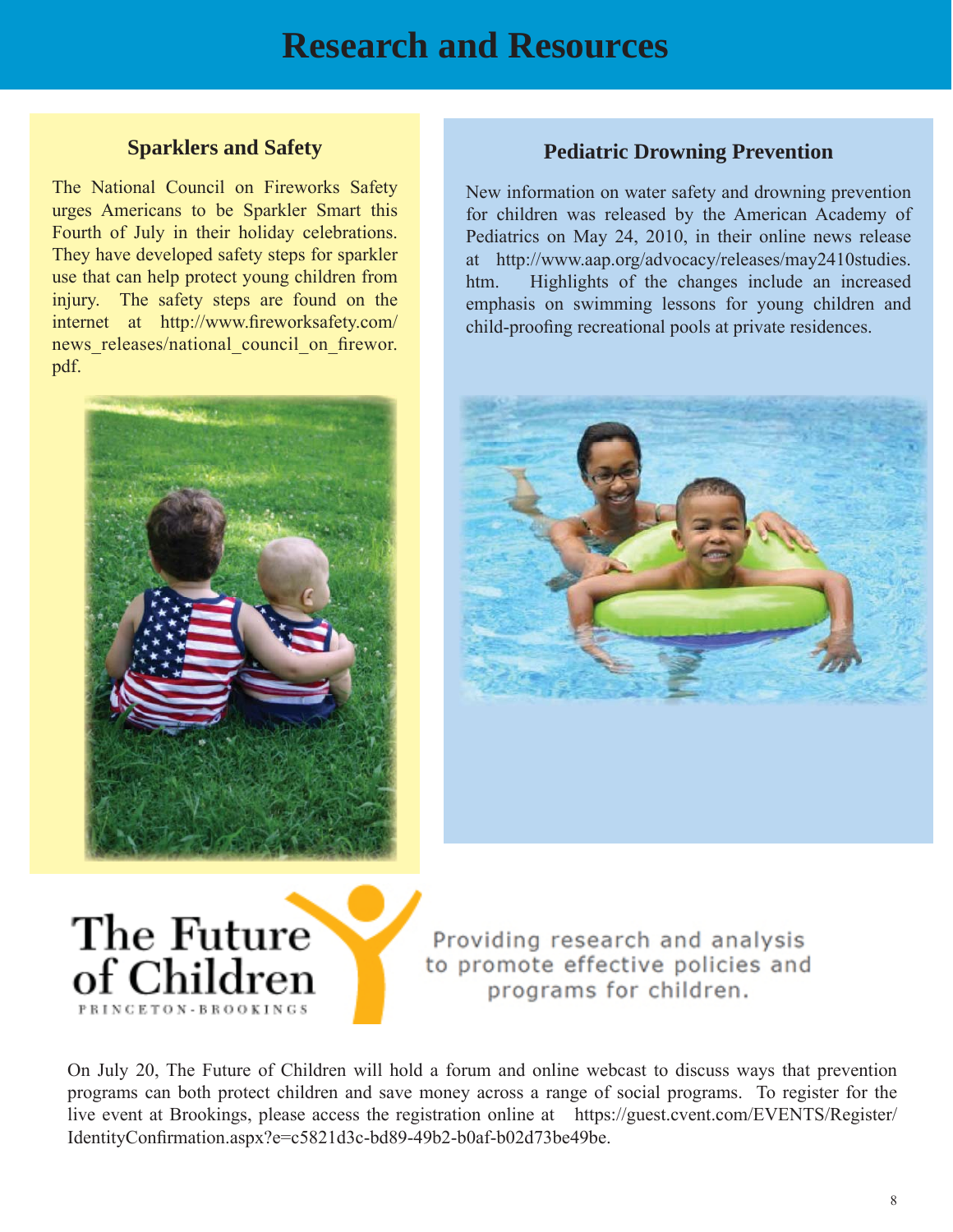# Research and Resources

## Sparklers and Safety

The National Council on Fireworks Safety urges Americans to be Sparkler Smart this Fourth of July in their holiday celebrations. They have developed safety steps for sparkler use that can help protect young children from injury. The safety steps are found on the internet at http://www.fireworksafety.com/news_releases/national_council_on_firewor.pdf.

## Pediatric Drowning Prevention

New information on water safety and drowning prevention for children was released by the American Academy of Pediatrics on May 24, 2010, in their online news release at http://www.aap.org/advocacy/releases/may2410studies.htm. Highlights of the changes include an increased emphasis on swimming lessons for young children and child-proofing recreational pools at private residences.

**The Future of Children**
PRINCETON-BROOKINGS

Providing research and analysis to promote effective policies and programs for children.

On July 20, The Future of Children will hold a forum and online webcast to discuss ways that prevention programs can both protect children and save money across a range of social programs. To register for the live event at Brookings, please access the registration online at https://guest.cvent.com/EVENTS/Register/IdentityConfirmation.aspx?e=c5821d3c-bd89-49b2-b0af-b02d73be49be.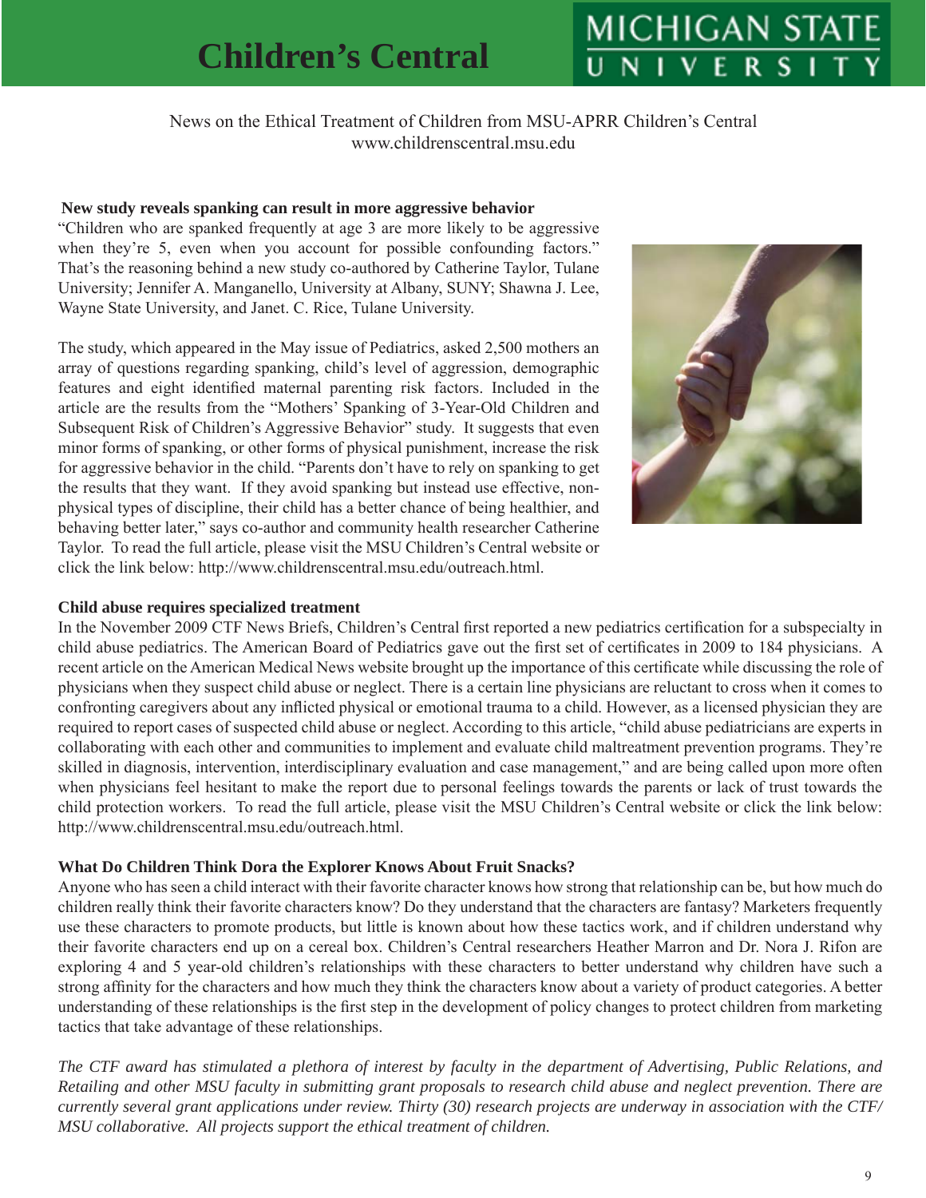# Children's Central

MICHIGAN STATE UNIVERSITY

News on the Ethical Treatment of Children from MSU-APRR Children's Central
www.childrenscentral.msu.edu

### New study reveals spanking can result in more aggressive behavior

"Children who are spanked frequently at age 3 are more likely to be aggressive when they're 5, even when you account for possible confounding factors." That's the reasoning behind a new study co-authored by Catherine Taylor, Tulane University; Jennifer A. Manganello, University at Albany, SUNY; Shawna J. Lee, Wayne State University, and Janet. C. Rice, Tulane University.

The study, which appeared in the May issue of Pediatrics, asked 2,500 mothers an array of questions regarding spanking, child's level of aggression, demographic features and eight identified maternal parenting risk factors. Included in the article are the results from the "Mothers' Spanking of 3-Year-Old Children and Subsequent Risk of Children's Aggressive Behavior" study. It suggests that even minor forms of spanking, or other forms of physical punishment, increase the risk for aggressive behavior in the child. "Parents don't have to rely on spanking to get the results that they want. If they avoid spanking but instead use effective, non-physical types of discipline, their child has a better chance of being healthier, and behaving better later," says co-author and community health researcher Catherine Taylor. To read the full article, please visit the MSU Children's Central website or click the link below: http://www.childrenscentral.msu.edu/outreach.html.

### Child abuse requires specialized treatment

In the November 2009 CTF News Briefs, Children's Central first reported a new pediatrics certification for a subspecialty in child abuse pediatrics. The American Board of Pediatrics gave out the first set of certificates in 2009 to 184 physicians. A recent article on the American Medical News website brought up the importance of this certificate while discussing the role of physicians when they suspect child abuse or neglect. There is a certain line physicians are reluctant to cross when it comes to confronting caregivers about any inflicted physical or emotional trauma to a child. However, as a licensed physician they are required to report cases of suspected child abuse or neglect. According to this article, "child abuse pediatricians are experts in collaborating with each other and communities to implement and evaluate child maltreatment prevention programs. They're skilled in diagnosis, intervention, interdisciplinary evaluation and case management," and are being called upon more often when physicians feel hesitant to make the report due to personal feelings towards the parents or lack of trust towards the child protection workers. To read the full article, please visit the MSU Children's Central website or click the link below: http://www.childrenscentral.msu.edu/outreach.html.

### What Do Children Think Dora the Explorer Knows About Fruit Snacks?

Anyone who has seen a child interact with their favorite character knows how strong that relationship can be, but how much do children really think their favorite characters know? Do they understand that the characters are fantasy? Marketers frequently use these characters to promote products, but little is known about how these tactics work, and if children understand why their favorite characters end up on a cereal box. Children's Central researchers Heather Marron and Dr. Nora J. Rifon are exploring 4 and 5 year-old children's relationships with these characters to better understand why children have such a strong affinity for the characters and how much they think the characters know about a variety of product categories. A better understanding of these relationships is the first step in the development of policy changes to protect children from marketing tactics that take advantage of these relationships.

*The CTF award has stimulated a plethora of interest by faculty in the department of Advertising, Public Relations, and Retailing and other MSU faculty in submitting grant proposals to research child abuse and neglect prevention. There are currently several grant applications under review. Thirty (30) research projects are underway in association with the CTF/MSU collaborative. All projects support the ethical treatment of children.*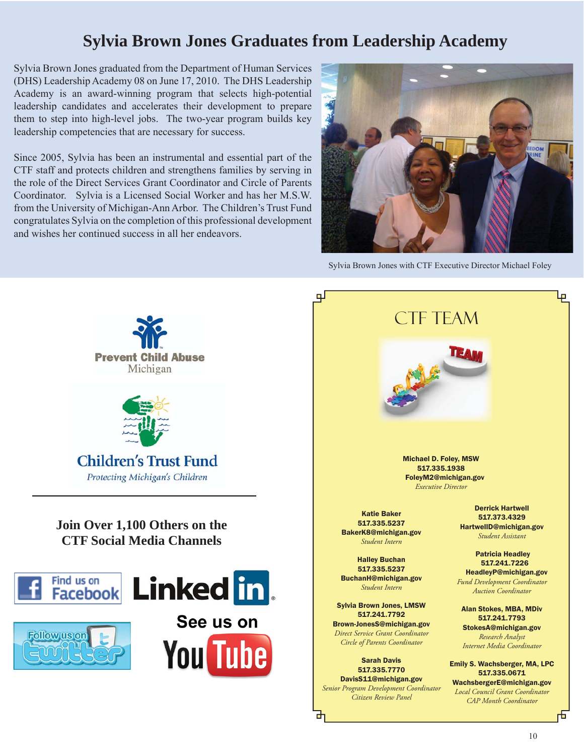# Sylvia Brown Jones Graduates from Leadership Academy

Sylvia Brown Jones graduated from the Department of Human Services (DHS) Leadership Academy 08 on June 17, 2010. The DHS Leadership Academy is an award-winning program that selects high-potential leadership candidates and accelerates their development to prepare them to step into high-level jobs. The two-year program builds key leadership competencies that are necessary for success.

Since 2005, Sylvia has been an instrumental and essential part of the CTF staff and protects children and strengthens families by serving in the role of the Direct Services Grant Coordinator and Circle of Parents Coordinator. Sylvia is a Licensed Social Worker and has her M.S.W. from the University of Michigan-Ann Arbor. The Children's Trust Fund congratulates Sylvia on the completion of this professional development and wishes her continued success in all her endeavors.

Sylvia Brown Jones with CTF Executive Director Michael Foley

Prevent Child Abuse Michigan

Children's Trust Fund
*Protecting Michigan's Children*

---

**Join Over 1,100 Others on the CTF Social Media Channels**

Find us on Facebook

LinkedIn

Follow us on Twitter

See us on YouTube

## CTF TEAM

**Michael D. Foley, MSW**
**517.335.1938**
**FoleyM2@michigan.gov**
*Executive Director*

**Katie Baker**
**517.335.5237**
**BakerK8@michigan.gov**
*Student Intern*

**Halley Buchan**
**517.335.5237**
**BuchanH@michigan.gov**
*Student Intern*

**Sylvia Brown Jones, LMSW**
**517.241.7792**
**Brown-JonesS@michigan.gov**
*Direct Service Grant Coordinator*
*Circle of Parents Coordinator*

**Sarah Davis**
**517.335.7770**
**DavisS11@michigan.gov**
*Senior Program Development Coordinator*
*Citizen Review Panel*

**Derrick Hartwell**
**517.373.4329**
**HartwellD@michigan.gov**
*Student Assistant*

**Patricia Headley**
**517.241.7226**
**HeadleyP@michigan.gov**
*Fund Development Coordinator*
*Auction Coordinator*

**Alan Stokes, MBA, MDiv**
**517.241.7793**
**StokesA@michigan.gov**
*Research Analyst*
*Internet Media Coordinator*

**Emily S. Wachsberger, MA, LPC**
**517.335.0671**
**WachsbergerE@michigan.gov**
*Local Council Grant Coordinator*
*CAP Month Coordinator*